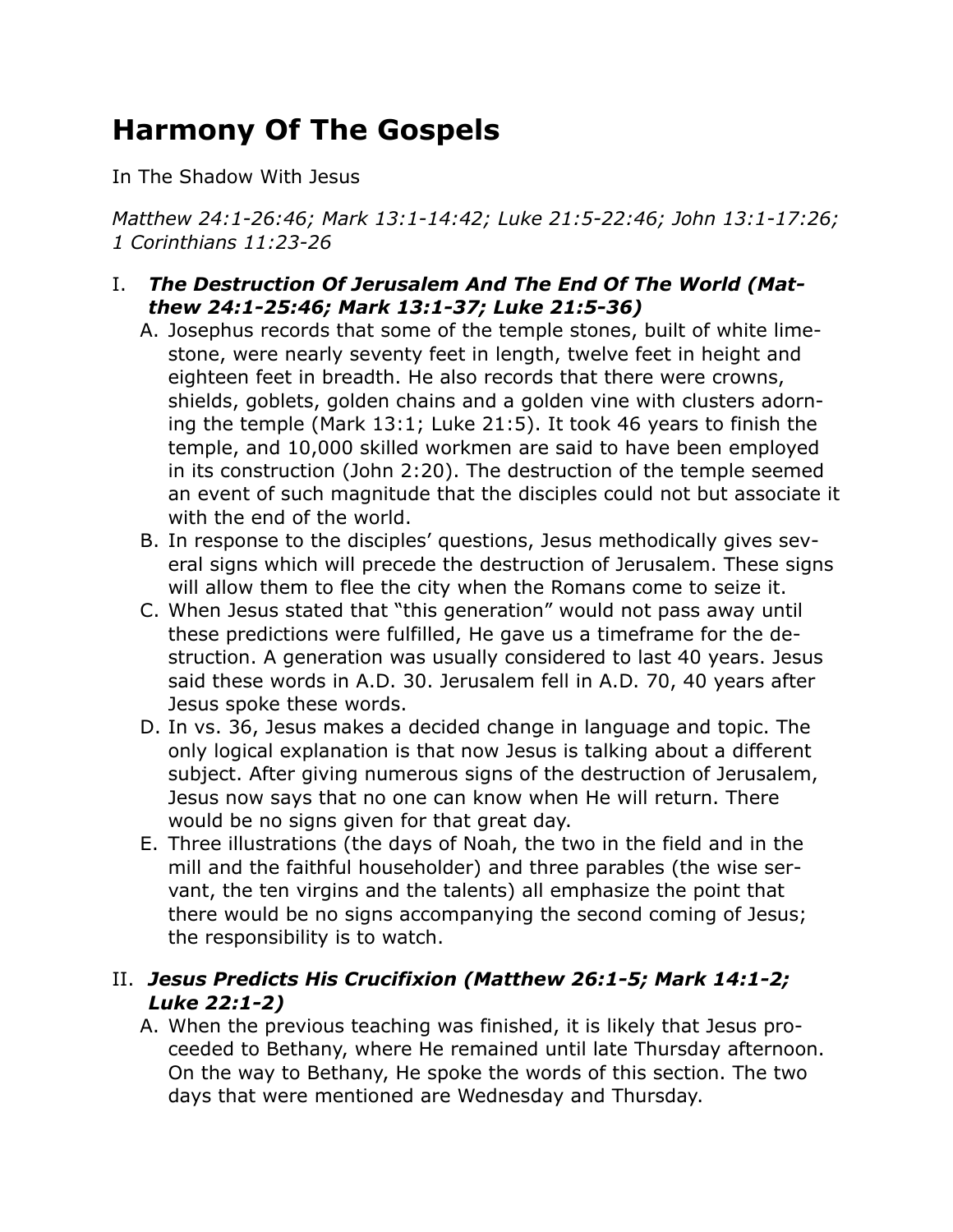# Harmony Of The Gospels

In The Shadow With Jesus

*Matthew 24:1-26:46; Mark 13:1-14:42; Luke 21:5-22:46; John 13:1-17:26; 1 Corinthians 11:23-26*

I. ***The Destruction Of Jerusalem And The End Of The World (Matthew 24:1-25:46; Mark 13:1-37; Luke 21:5-36)***

A. Josephus records that some of the temple stones, built of white limestone, were nearly seventy feet in length, twelve feet in height and eighteen feet in breadth. He also records that there were crowns, shields, goblets, golden chains and a golden vine with clusters adorning the temple (Mark 13:1; Luke 21:5). It took 46 years to finish the temple, and 10,000 skilled workmen are said to have been employed in its construction (John 2:20). The destruction of the temple seemed an event of such magnitude that the disciples could not but associate it with the end of the world.

B. In response to the disciples' questions, Jesus methodically gives several signs which will precede the destruction of Jerusalem. These signs will allow them to flee the city when the Romans come to seize it.

C. When Jesus stated that "this generation" would not pass away until these predictions were fulfilled, He gave us a timeframe for the destruction. A generation was usually considered to last 40 years. Jesus said these words in A.D. 30. Jerusalem fell in A.D. 70, 40 years after Jesus spoke these words.

D. In vs. 36, Jesus makes a decided change in language and topic. The only logical explanation is that now Jesus is talking about a different subject. After giving numerous signs of the destruction of Jerusalem, Jesus now says that no one can know when He will return. There would be no signs given for that great day.

E. Three illustrations (the days of Noah, the two in the field and in the mill and the faithful householder) and three parables (the wise servant, the ten virgins and the talents) all emphasize the point that there would be no signs accompanying the second coming of Jesus; the responsibility is to watch.

II. ***Jesus Predicts His Crucifixion (Matthew 26:1-5; Mark 14:1-2; Luke 22:1-2)***

A. When the previous teaching was finished, it is likely that Jesus proceeded to Bethany, where He remained until late Thursday afternoon. On the way to Bethany, He spoke the words of this section. The two days that were mentioned are Wednesday and Thursday.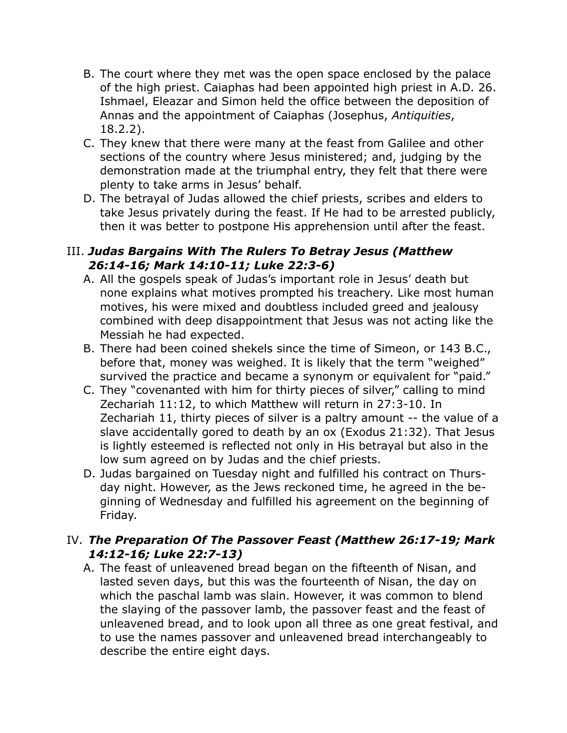B. The court where they met was the open space enclosed by the palace of the high priest. Caiaphas had been appointed high priest in A.D. 26. Ishmael, Eleazar and Simon held the office between the deposition of Annas and the appointment of Caiaphas (Josephus, *Antiquities*, 18.2.2).

C. They knew that there were many at the feast from Galilee and other sections of the country where Jesus ministered; and, judging by the demonstration made at the triumphal entry, they felt that there were plenty to take arms in Jesus' behalf.

D. The betrayal of Judas allowed the chief priests, scribes and elders to take Jesus privately during the feast. If He had to be arrested publicly, then it was better to postpone His apprehension until after the feast.

## III. *Judas Bargains With The Rulers To Betray Jesus (Matthew 26:14-16; Mark 14:10-11; Luke 22:3-6)*

A. All the gospels speak of Judas's important role in Jesus' death but none explains what motives prompted his treachery. Like most human motives, his were mixed and doubtless included greed and jealousy combined with deep disappointment that Jesus was not acting like the Messiah he had expected.

B. There had been coined shekels since the time of Simeon, or 143 B.C., before that, money was weighed. It is likely that the term "weighed" survived the practice and became a synonym or equivalent for "paid."

C. They "covenanted with him for thirty pieces of silver," calling to mind Zechariah 11:12, to which Matthew will return in 27:3-10. In Zechariah 11, thirty pieces of silver is a paltry amount -- the value of a slave accidentally gored to death by an ox (Exodus 21:32). That Jesus is lightly esteemed is reflected not only in His betrayal but also in the low sum agreed on by Judas and the chief priests.

D. Judas bargained on Tuesday night and fulfilled his contract on Thursday night. However, as the Jews reckoned time, he agreed in the beginning of Wednesday and fulfilled his agreement on the beginning of Friday.

## IV. *The Preparation Of The Passover Feast (Matthew 26:17-19; Mark 14:12-16; Luke 22:7-13)*

A. The feast of unleavened bread began on the fifteenth of Nisan, and lasted seven days, but this was the fourteenth of Nisan, the day on which the paschal lamb was slain. However, it was common to blend the slaying of the passover lamb, the passover feast and the feast of unleavened bread, and to look upon all three as one great festival, and to use the names passover and unleavened bread interchangeably to describe the entire eight days.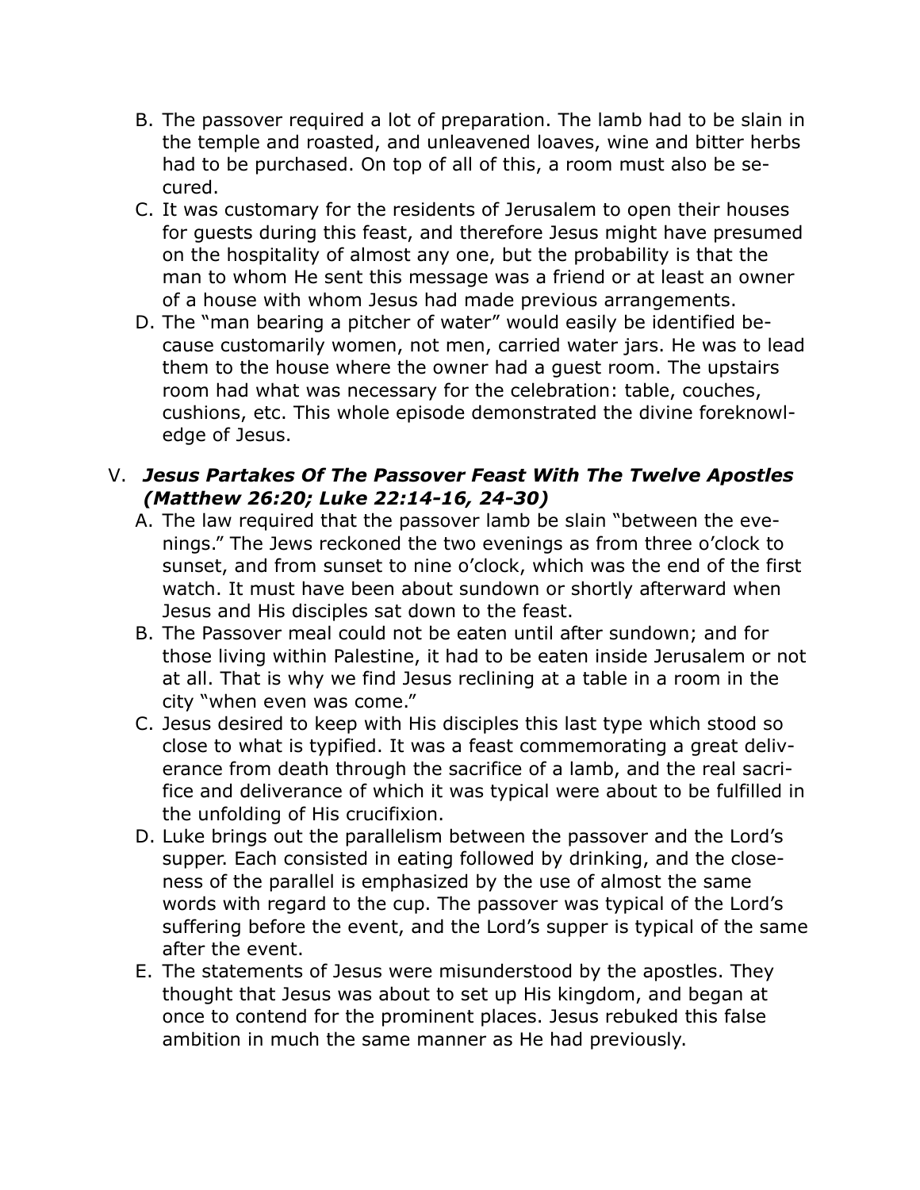B. The passover required a lot of preparation. The lamb had to be slain in the temple and roasted, and unleavened loaves, wine and bitter herbs had to be purchased. On top of all of this, a room must also be secured.

C. It was customary for the residents of Jerusalem to open their houses for guests during this feast, and therefore Jesus might have presumed on the hospitality of almost any one, but the probability is that the man to whom He sent this message was a friend or at least an owner of a house with whom Jesus had made previous arrangements.

D. The "man bearing a pitcher of water" would easily be identified because customarily women, not men, carried water jars. He was to lead them to the house where the owner had a guest room. The upstairs room had what was necessary for the celebration: table, couches, cushions, etc. This whole episode demonstrated the divine foreknowledge of Jesus.

## V. ***Jesus Partakes Of The Passover Feast With The Twelve Apostles (Matthew 26:20; Luke 22:14-16, 24-30)***

A. The law required that the passover lamb be slain "between the evenings." The Jews reckoned the two evenings as from three o'clock to sunset, and from sunset to nine o'clock, which was the end of the first watch. It must have been about sundown or shortly afterward when Jesus and His disciples sat down to the feast.

B. The Passover meal could not be eaten until after sundown; and for those living within Palestine, it had to be eaten inside Jerusalem or not at all. That is why we find Jesus reclining at a table in a room in the city "when even was come."

C. Jesus desired to keep with His disciples this last type which stood so close to what is typified. It was a feast commemorating a great deliverance from death through the sacrifice of a lamb, and the real sacrifice and deliverance of which it was typical were about to be fulfilled in the unfolding of His crucifixion.

D. Luke brings out the parallelism between the passover and the Lord's supper. Each consisted in eating followed by drinking, and the closeness of the parallel is emphasized by the use of almost the same words with regard to the cup. The passover was typical of the Lord's suffering before the event, and the Lord's supper is typical of the same after the event.

E. The statements of Jesus were misunderstood by the apostles. They thought that Jesus was about to set up His kingdom, and began at once to contend for the prominent places. Jesus rebuked this false ambition in much the same manner as He had previously.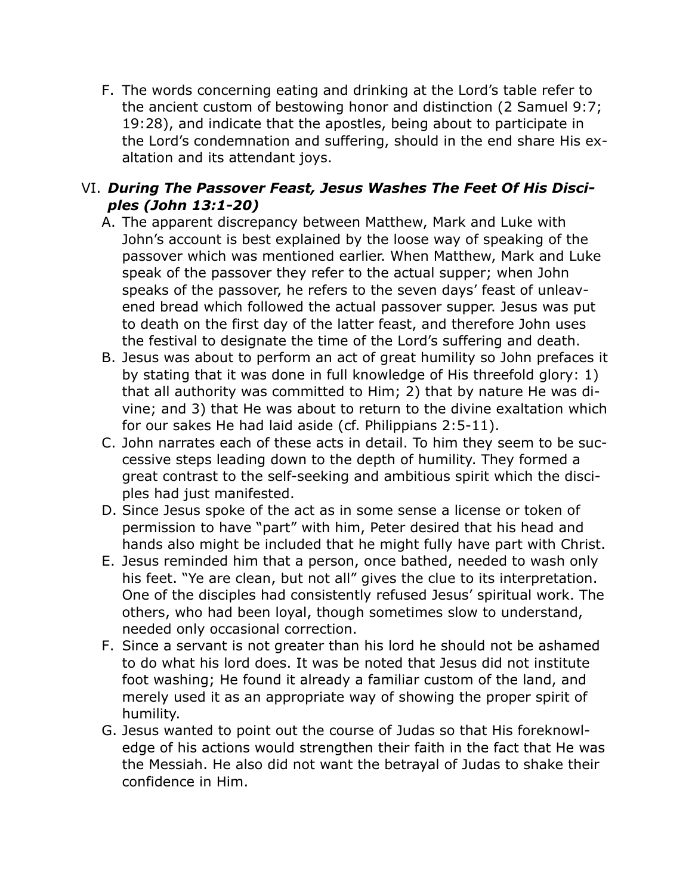F. The words concerning eating and drinking at the Lord's table refer to the ancient custom of bestowing honor and distinction (2 Samuel 9:7; 19:28), and indicate that the apostles, being about to participate in the Lord's condemnation and suffering, should in the end share His exaltation and its attendant joys.

VI. ***During The Passover Feast, Jesus Washes The Feet Of His Disciples (John 13:1-20)***

A. The apparent discrepancy between Matthew, Mark and Luke with John's account is best explained by the loose way of speaking of the passover which was mentioned earlier. When Matthew, Mark and Luke speak of the passover they refer to the actual supper; when John speaks of the passover, he refers to the seven days' feast of unleavened bread which followed the actual passover supper. Jesus was put to death on the first day of the latter feast, and therefore John uses the festival to designate the time of the Lord's suffering and death.

B. Jesus was about to perform an act of great humility so John prefaces it by stating that it was done in full knowledge of His threefold glory: 1) that all authority was committed to Him; 2) that by nature He was divine; and 3) that He was about to return to the divine exaltation which for our sakes He had laid aside (cf. Philippians 2:5-11).

C. John narrates each of these acts in detail. To him they seem to be successive steps leading down to the depth of humility. They formed a great contrast to the self-seeking and ambitious spirit which the disciples had just manifested.

D. Since Jesus spoke of the act as in some sense a license or token of permission to have "part" with him, Peter desired that his head and hands also might be included that he might fully have part with Christ.

E. Jesus reminded him that a person, once bathed, needed to wash only his feet. "Ye are clean, but not all" gives the clue to its interpretation. One of the disciples had consistently refused Jesus' spiritual work. The others, who had been loyal, though sometimes slow to understand, needed only occasional correction.

F. Since a servant is not greater than his lord he should not be ashamed to do what his lord does. It was be noted that Jesus did not institute foot washing; He found it already a familiar custom of the land, and merely used it as an appropriate way of showing the proper spirit of humility.

G. Jesus wanted to point out the course of Judas so that His foreknowledge of his actions would strengthen their faith in the fact that He was the Messiah. He also did not want the betrayal of Judas to shake their confidence in Him.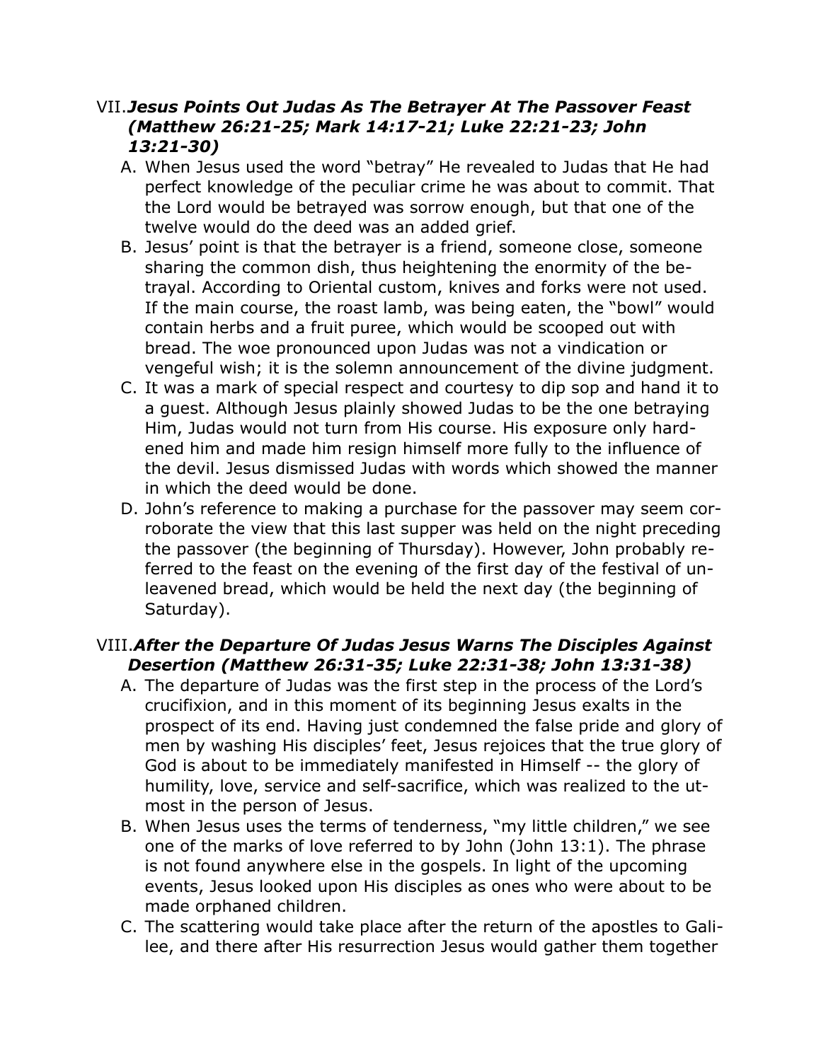## VII. *Jesus Points Out Judas As The Betrayer At The Passover Feast (Matthew 26:21-25; Mark 14:17-21; Luke 22:21-23; John 13:21-30)*

A. When Jesus used the word "betray" He revealed to Judas that He had perfect knowledge of the peculiar crime he was about to commit. That the Lord would be betrayed was sorrow enough, but that one of the twelve would do the deed was an added grief.

B. Jesus' point is that the betrayer is a friend, someone close, someone sharing the common dish, thus heightening the enormity of the betrayal. According to Oriental custom, knives and forks were not used. If the main course, the roast lamb, was being eaten, the "bowl" would contain herbs and a fruit puree, which would be scooped out with bread. The woe pronounced upon Judas was not a vindication or vengeful wish; it is the solemn announcement of the divine judgment.

C. It was a mark of special respect and courtesy to dip sop and hand it to a guest. Although Jesus plainly showed Judas to be the one betraying Him, Judas would not turn from His course. His exposure only hardened him and made him resign himself more fully to the influence of the devil. Jesus dismissed Judas with words which showed the manner in which the deed would be done.

D. John's reference to making a purchase for the passover may seem corroborate the view that this last supper was held on the night preceding the passover (the beginning of Thursday). However, John probably referred to the feast on the evening of the first day of the festival of unleavened bread, which would be held the next day (the beginning of Saturday).

## VIII. *After the Departure Of Judas Jesus Warns The Disciples Against Desertion (Matthew 26:31-35; Luke 22:31-38; John 13:31-38)*

A. The departure of Judas was the first step in the process of the Lord's crucifixion, and in this moment of its beginning Jesus exalts in the prospect of its end. Having just condemned the false pride and glory of men by washing His disciples' feet, Jesus rejoices that the true glory of God is about to be immediately manifested in Himself -- the glory of humility, love, service and self-sacrifice, which was realized to the utmost in the person of Jesus.

B. When Jesus uses the terms of tenderness, "my little children," we see one of the marks of love referred to by John (John 13:1). The phrase is not found anywhere else in the gospels. In light of the upcoming events, Jesus looked upon His disciples as ones who were about to be made orphaned children.

C. The scattering would take place after the return of the apostles to Galilee, and there after His resurrection Jesus would gather them together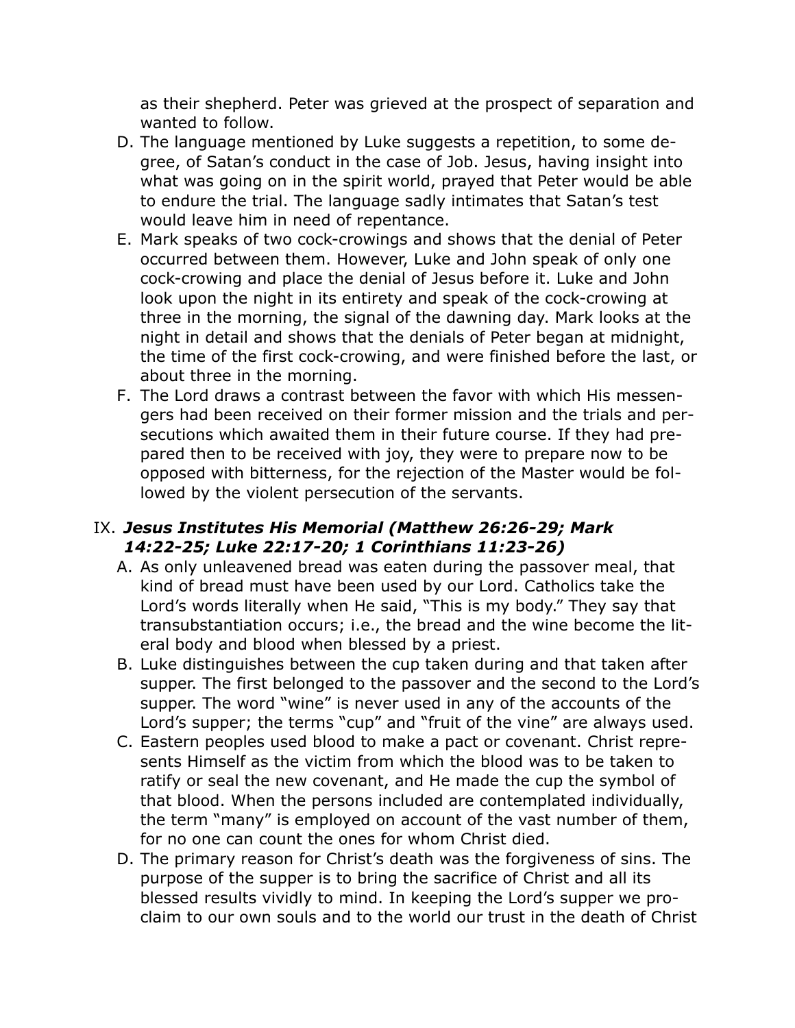as their shepherd. Peter was grieved at the prospect of separation and wanted to follow.

D. The language mentioned by Luke suggests a repetition, to some degree, of Satan's conduct in the case of Job. Jesus, having insight into what was going on in the spirit world, prayed that Peter would be able to endure the trial. The language sadly intimates that Satan's test would leave him in need of repentance.

E. Mark speaks of two cock-crowings and shows that the denial of Peter occurred between them. However, Luke and John speak of only one cock-crowing and place the denial of Jesus before it. Luke and John look upon the night in its entirety and speak of the cock-crowing at three in the morning, the signal of the dawning day. Mark looks at the night in detail and shows that the denials of Peter began at midnight, the time of the first cock-crowing, and were finished before the last, or about three in the morning.

F. The Lord draws a contrast between the favor with which His messengers had been received on their former mission and the trials and persecutions which awaited them in their future course. If they had prepared then to be received with joy, they were to prepare now to be opposed with bitterness, for the rejection of the Master would be followed by the violent persecution of the servants.

## IX. *Jesus Institutes His Memorial (Matthew 26:26-29; Mark 14:22-25; Luke 22:17-20; 1 Corinthians 11:23-26)*

A. As only unleavened bread was eaten during the passover meal, that kind of bread must have been used by our Lord. Catholics take the Lord's words literally when He said, "This is my body." They say that transubstantiation occurs; i.e., the bread and the wine become the literal body and blood when blessed by a priest.

B. Luke distinguishes between the cup taken during and that taken after supper. The first belonged to the passover and the second to the Lord's supper. The word "wine" is never used in any of the accounts of the Lord's supper; the terms "cup" and "fruit of the vine" are always used.

C. Eastern peoples used blood to make a pact or covenant. Christ represents Himself as the victim from which the blood was to be taken to ratify or seal the new covenant, and He made the cup the symbol of that blood. When the persons included are contemplated individually, the term "many" is employed on account of the vast number of them, for no one can count the ones for whom Christ died.

D. The primary reason for Christ's death was the forgiveness of sins. The purpose of the supper is to bring the sacrifice of Christ and all its blessed results vividly to mind. In keeping the Lord's supper we proclaim to our own souls and to the world our trust in the death of Christ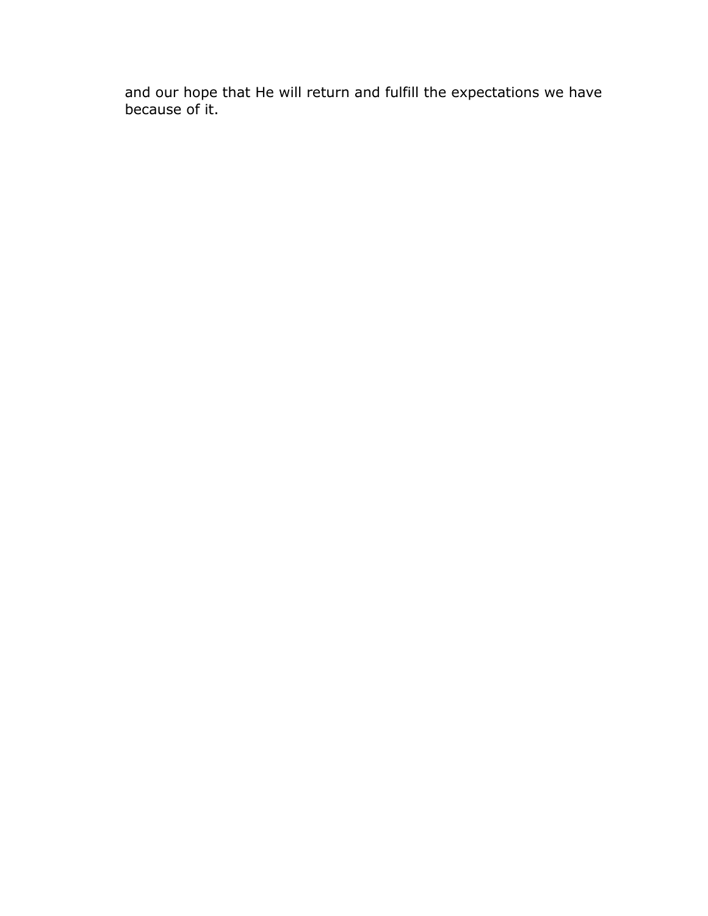and our hope that He will return and fulfill the expectations we have because of it.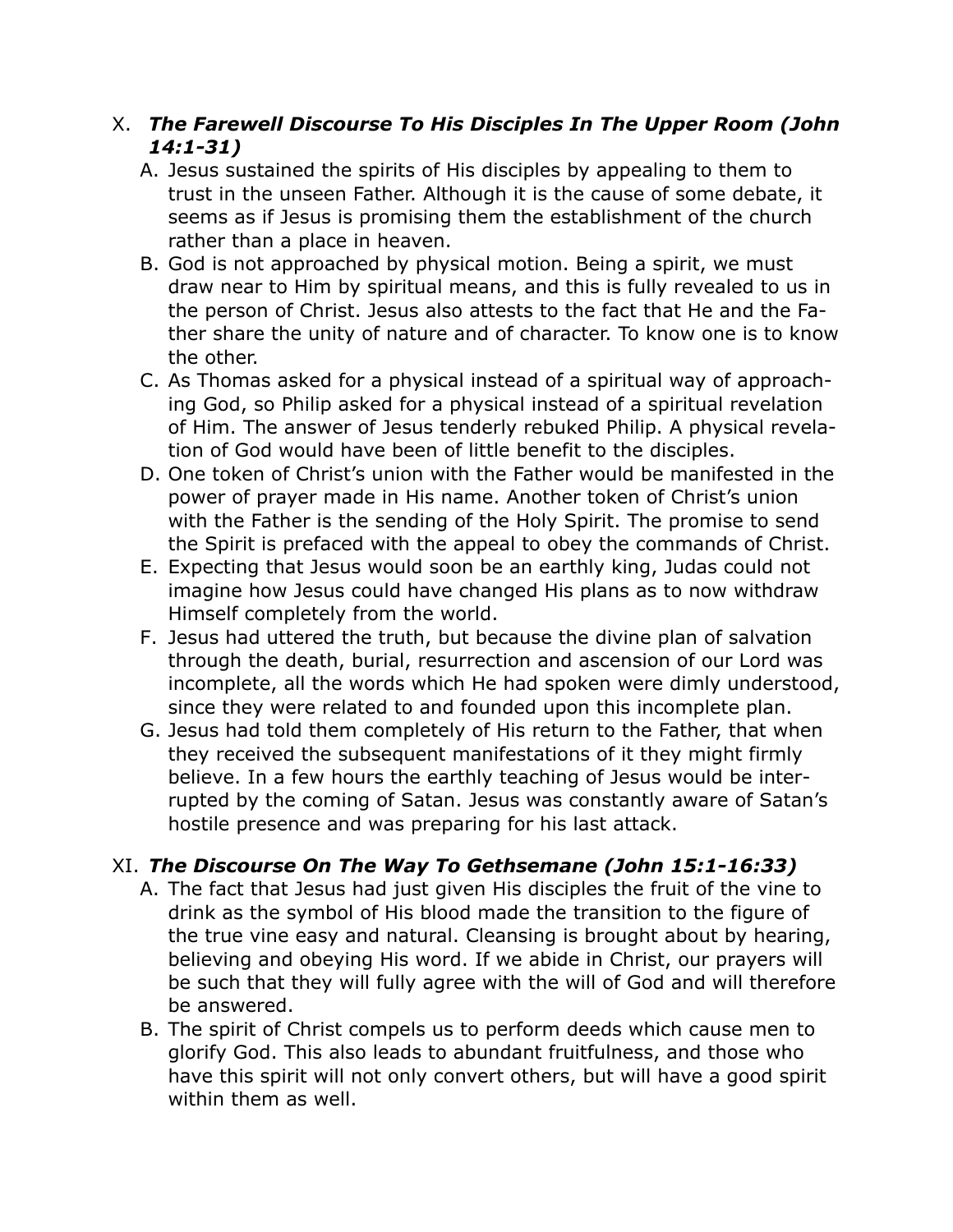X. ***The Farewell Discourse To His Disciples In The Upper Room (John 14:1-31)***

A. Jesus sustained the spirits of His disciples by appealing to them to trust in the unseen Father. Although it is the cause of some debate, it seems as if Jesus is promising them the establishment of the church rather than a place in heaven.

B. God is not approached by physical motion. Being a spirit, we must draw near to Him by spiritual means, and this is fully revealed to us in the person of Christ. Jesus also attests to the fact that He and the Father share the unity of nature and of character. To know one is to know the other.

C. As Thomas asked for a physical instead of a spiritual way of approaching God, so Philip asked for a physical instead of a spiritual revelation of Him. The answer of Jesus tenderly rebuked Philip. A physical revelation of God would have been of little benefit to the disciples.

D. One token of Christ's union with the Father would be manifested in the power of prayer made in His name. Another token of Christ's union with the Father is the sending of the Holy Spirit. The promise to send the Spirit is prefaced with the appeal to obey the commands of Christ.

E. Expecting that Jesus would soon be an earthly king, Judas could not imagine how Jesus could have changed His plans as to now withdraw Himself completely from the world.

F. Jesus had uttered the truth, but because the divine plan of salvation through the death, burial, resurrection and ascension of our Lord was incomplete, all the words which He had spoken were dimly understood, since they were related to and founded upon this incomplete plan.

G. Jesus had told them completely of His return to the Father, that when they received the subsequent manifestations of it they might firmly believe. In a few hours the earthly teaching of Jesus would be interrupted by the coming of Satan. Jesus was constantly aware of Satan's hostile presence and was preparing for his last attack.

XI. ***The Discourse On The Way To Gethsemane (John 15:1-16:33)***

A. The fact that Jesus had just given His disciples the fruit of the vine to drink as the symbol of His blood made the transition to the figure of the true vine easy and natural. Cleansing is brought about by hearing, believing and obeying His word. If we abide in Christ, our prayers will be such that they will fully agree with the will of God and will therefore be answered.

B. The spirit of Christ compels us to perform deeds which cause men to glorify God. This also leads to abundant fruitfulness, and those who have this spirit will not only convert others, but will have a good spirit within them as well.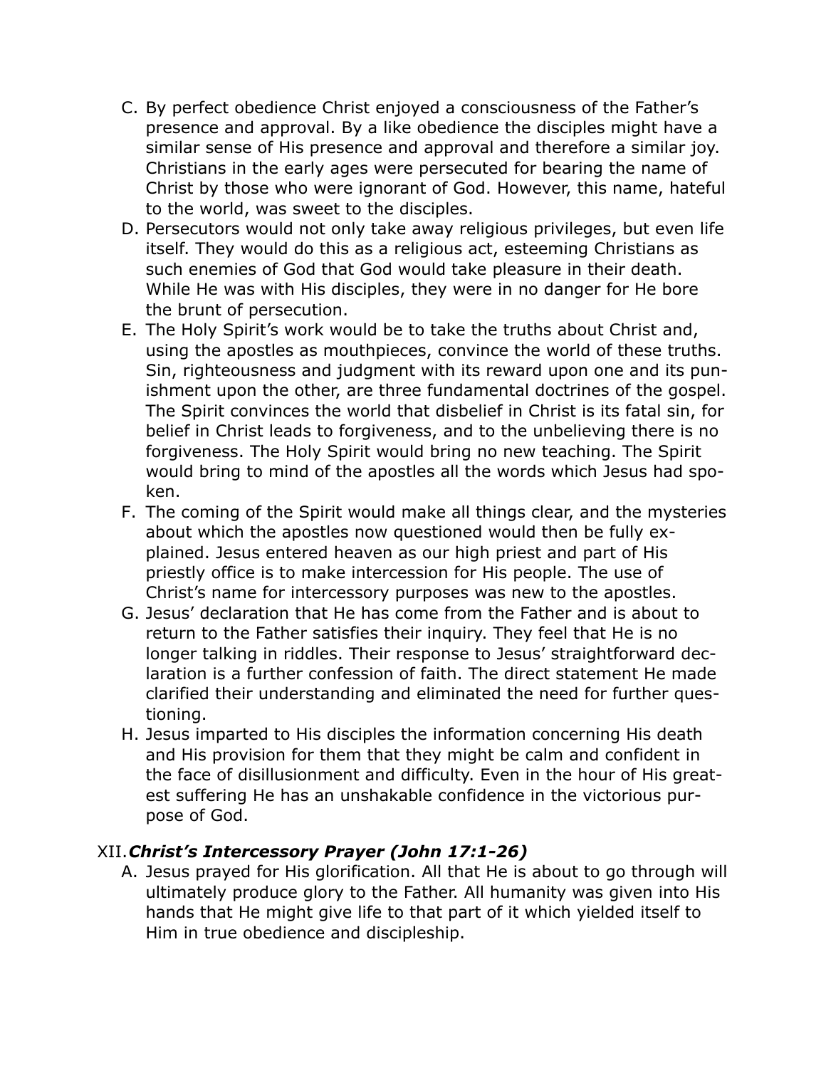C. By perfect obedience Christ enjoyed a consciousness of the Father's presence and approval. By a like obedience the disciples might have a similar sense of His presence and approval and therefore a similar joy. Christians in the early ages were persecuted for bearing the name of Christ by those who were ignorant of God. However, this name, hateful to the world, was sweet to the disciples.

D. Persecutors would not only take away religious privileges, but even life itself. They would do this as a religious act, esteeming Christians as such enemies of God that God would take pleasure in their death. While He was with His disciples, they were in no danger for He bore the brunt of persecution.

E. The Holy Spirit's work would be to take the truths about Christ and, using the apostles as mouthpieces, convince the world of these truths. Sin, righteousness and judgment with its reward upon one and its punishment upon the other, are three fundamental doctrines of the gospel. The Spirit convinces the world that disbelief in Christ is its fatal sin, for belief in Christ leads to forgiveness, and to the unbelieving there is no forgiveness. The Holy Spirit would bring no new teaching. The Spirit would bring to mind of the apostles all the words which Jesus had spoken.

F. The coming of the Spirit would make all things clear, and the mysteries about which the apostles now questioned would then be fully explained. Jesus entered heaven as our high priest and part of His priestly office is to make intercession for His people. The use of Christ's name for intercessory purposes was new to the apostles.

G. Jesus' declaration that He has come from the Father and is about to return to the Father satisfies their inquiry. They feel that He is no longer talking in riddles. Their response to Jesus' straightforward declaration is a further confession of faith. The direct statement He made clarified their understanding and eliminated the need for further questioning.

H. Jesus imparted to His disciples the information concerning His death and His provision for them that they might be calm and confident in the face of disillusionment and difficulty. Even in the hour of His greatest suffering He has an unshakable confidence in the victorious purpose of God.

## XII. *Christ's Intercessory Prayer (John 17:1-26)*

A. Jesus prayed for His glorification. All that He is about to go through will ultimately produce glory to the Father. All humanity was given into His hands that He might give life to that part of it which yielded itself to Him in true obedience and discipleship.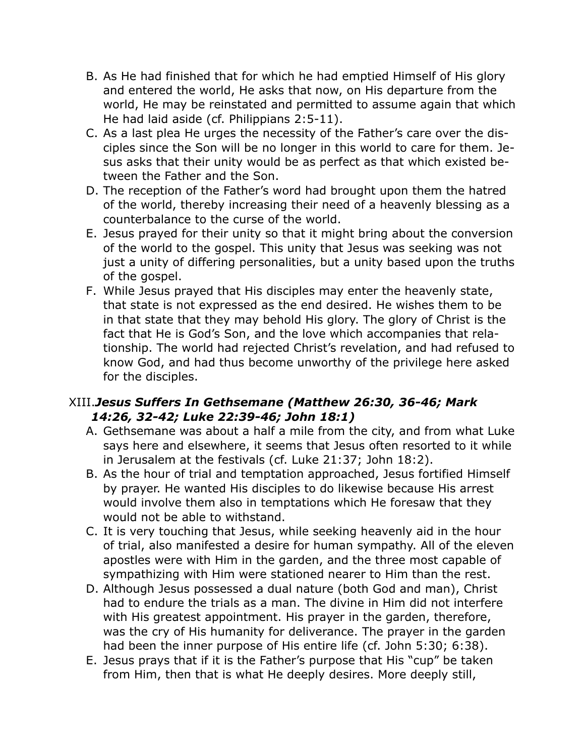B. As He had finished that for which he had emptied Himself of His glory and entered the world, He asks that now, on His departure from the world, He may be reinstated and permitted to assume again that which He had laid aside (cf. Philippians 2:5-11).

C. As a last plea He urges the necessity of the Father's care over the disciples since the Son will be no longer in this world to care for them. Jesus asks that their unity would be as perfect as that which existed between the Father and the Son.

D. The reception of the Father's word had brought upon them the hatred of the world, thereby increasing their need of a heavenly blessing as a counterbalance to the curse of the world.

E. Jesus prayed for their unity so that it might bring about the conversion of the world to the gospel. This unity that Jesus was seeking was not just a unity of differing personalities, but a unity based upon the truths of the gospel.

F. While Jesus prayed that His disciples may enter the heavenly state, that state is not expressed as the end desired. He wishes them to be in that state that they may behold His glory. The glory of Christ is the fact that He is God's Son, and the love which accompanies that relationship. The world had rejected Christ's revelation, and had refused to know God, and had thus become unworthy of the privilege here asked for the disciples.

## XIII. *Jesus Suffers In Gethsemane (Matthew 26:30, 36-46; Mark 14:26, 32-42; Luke 22:39-46; John 18:1)*

A. Gethsemane was about a half a mile from the city, and from what Luke says here and elsewhere, it seems that Jesus often resorted to it while in Jerusalem at the festivals (cf. Luke 21:37; John 18:2).

B. As the hour of trial and temptation approached, Jesus fortified Himself by prayer. He wanted His disciples to do likewise because His arrest would involve them also in temptations which He foresaw that they would not be able to withstand.

C. It is very touching that Jesus, while seeking heavenly aid in the hour of trial, also manifested a desire for human sympathy. All of the eleven apostles were with Him in the garden, and the three most capable of sympathizing with Him were stationed nearer to Him than the rest.

D. Although Jesus possessed a dual nature (both God and man), Christ had to endure the trials as a man. The divine in Him did not interfere with His greatest appointment. His prayer in the garden, therefore, was the cry of His humanity for deliverance. The prayer in the garden had been the inner purpose of His entire life (cf. John 5:30; 6:38).

E. Jesus prays that if it is the Father's purpose that His "cup" be taken from Him, then that is what He deeply desires. More deeply still,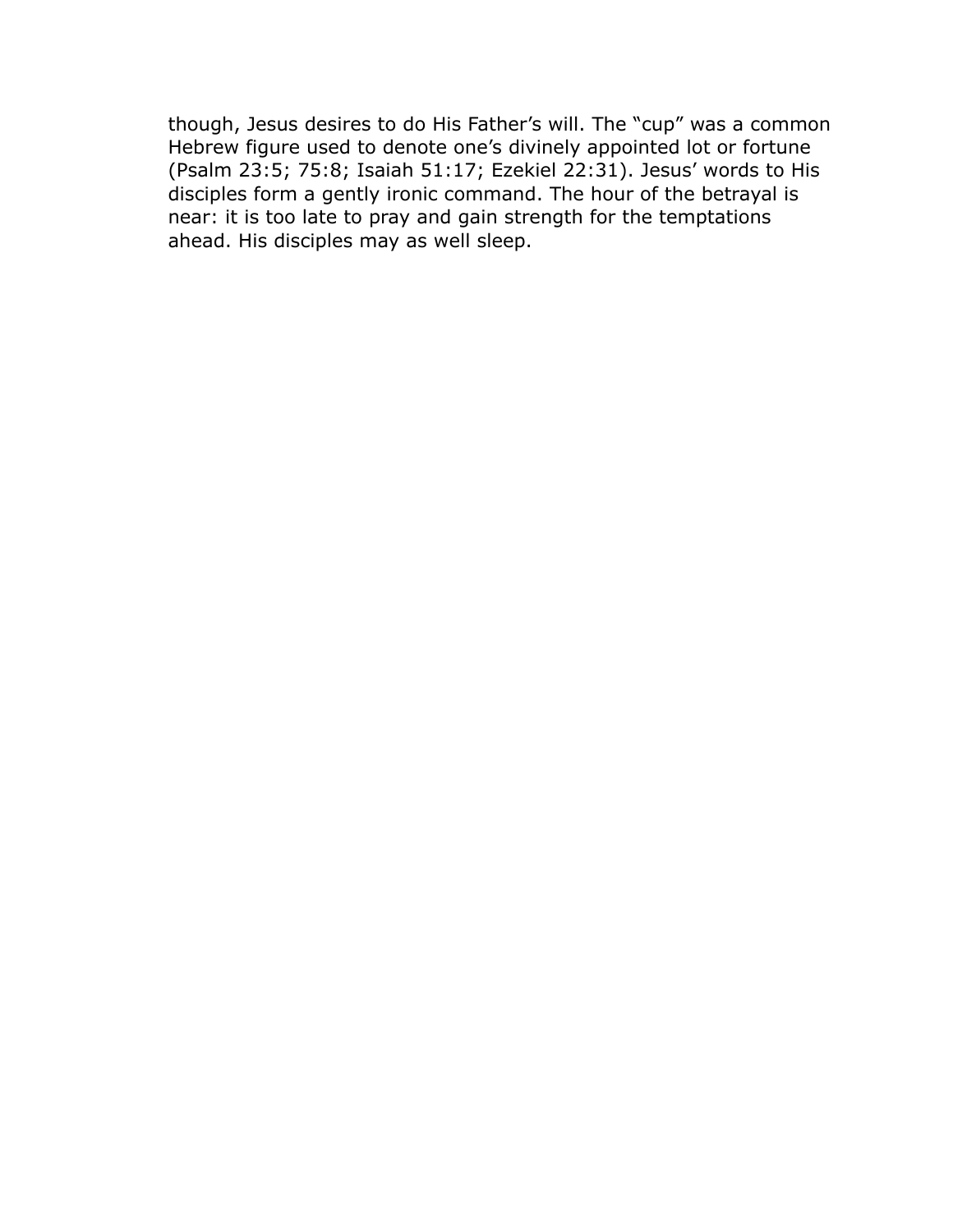though, Jesus desires to do His Father's will. The "cup" was a common Hebrew figure used to denote one's divinely appointed lot or fortune (Psalm 23:5; 75:8; Isaiah 51:17; Ezekiel 22:31). Jesus' words to His disciples form a gently ironic command. The hour of the betrayal is near: it is too late to pray and gain strength for the temptations ahead. His disciples may as well sleep.